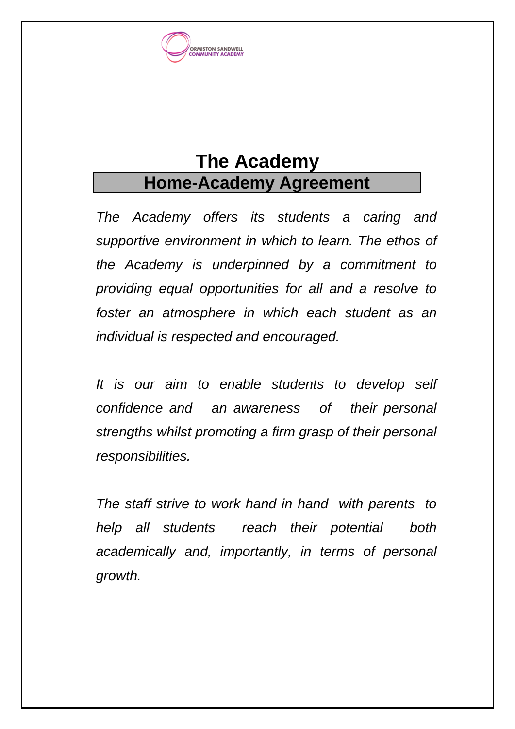ORMISTON SANDWELL COMMUNITY ACADEMY

# The Academy

## Home-Academy Agreement

*The Academy offers its students a caring and supportive environment in which to learn. The ethos of the Academy is underpinned by a commitment to providing equal opportunities for all and a resolve to foster an atmosphere in which each student as an individual is respected and encouraged.*

*It is our aim to enable students to develop self confidence and an awareness of their personal strengths whilst promoting a firm grasp of their personal responsibilities.*

*The staff strive to work hand in hand with parents to help all students reach their potential both academically and, importantly, in terms of personal growth.*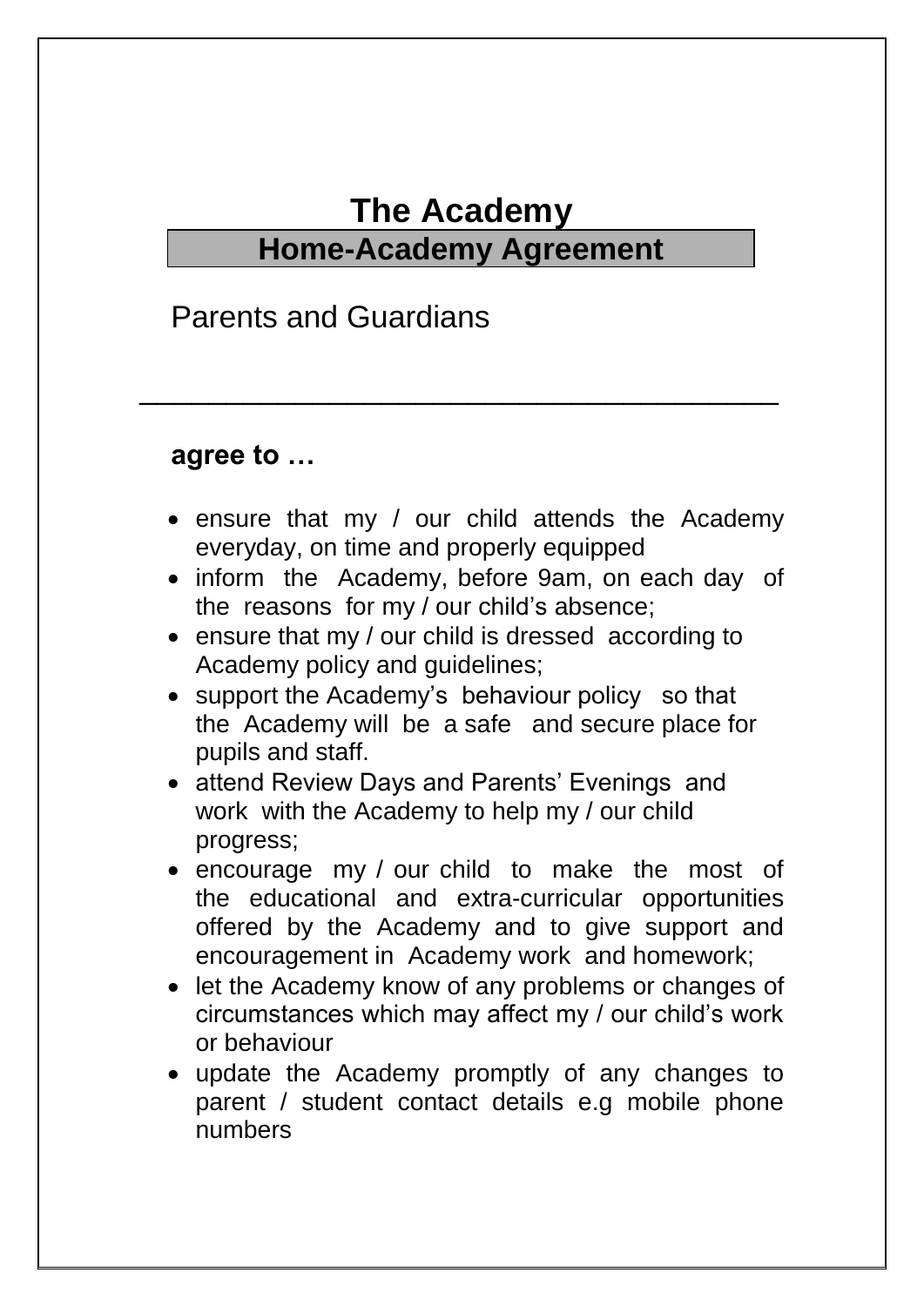# The Academy

## Home-Academy Agreement

Parents and Guardians

\_\_\_\_\_\_\_\_\_\_\_\_\_\_\_\_\_\_\_\_\_\_\_\_\_\_\_\_\_\_\_\_\_\_\_\_\_\_\_\_

**agree to …**

- ensure that my / our child attends the Academy everyday, on time and properly equipped
- inform the Academy, before 9am, on each day of the reasons for my / our child's absence;
- ensure that my / our child is dressed according to Academy policy and guidelines;
- support the Academy's behaviour policy so that the Academy will be a safe and secure place for pupils and staff.
- attend Review Days and Parents' Evenings and work with the Academy to help my / our child progress;
- encourage my / our child to make the most of the educational and extra-curricular opportunities offered by the Academy and to give support and encouragement in Academy work and homework;
- let the Academy know of any problems or changes of circumstances which may affect my / our child's work or behaviour
- update the Academy promptly of any changes to parent / student contact details e.g mobile phone numbers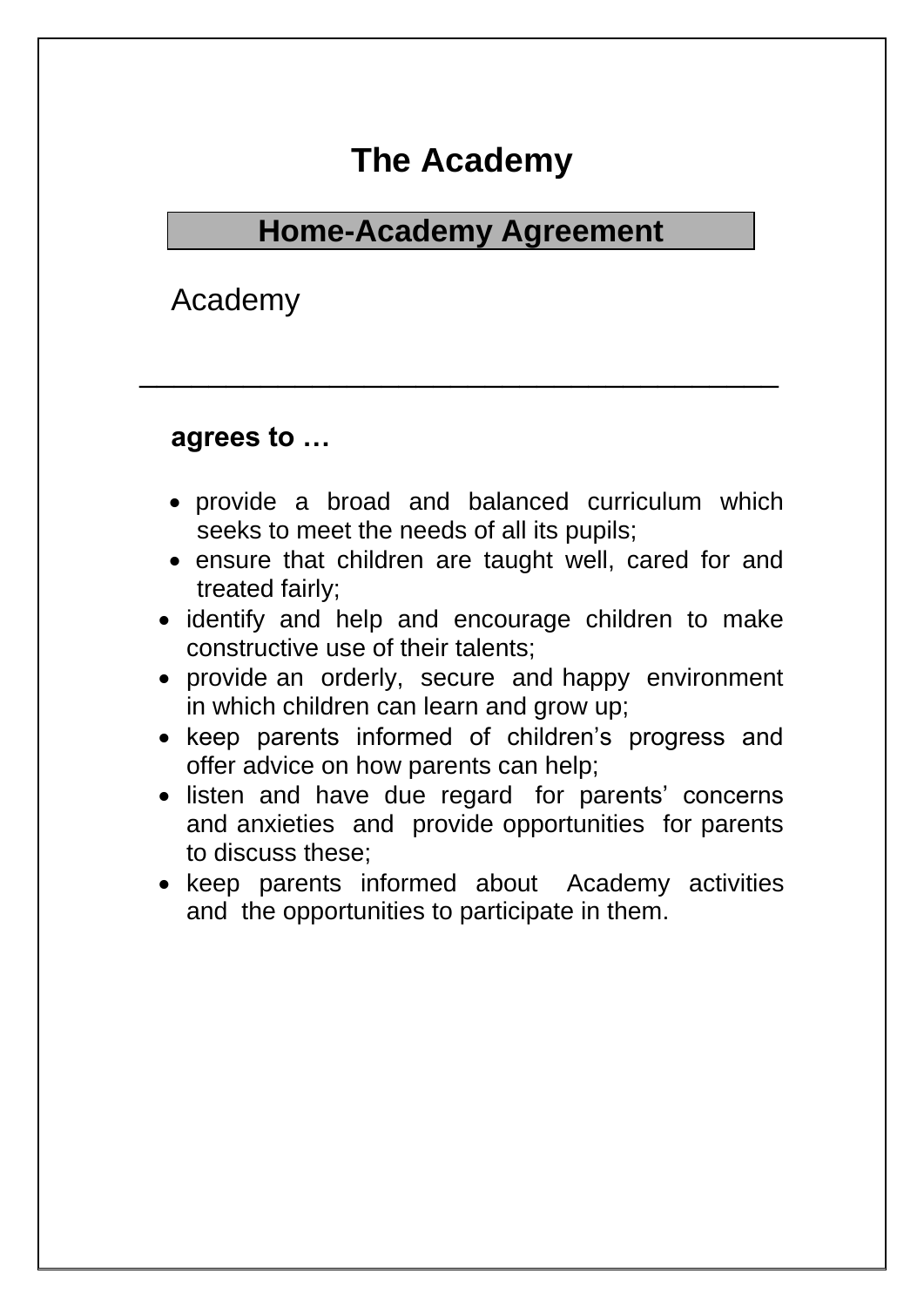# The Academy

## Home-Academy Agreement

Academy

\_\_\_\_\_\_\_\_\_\_\_\_\_\_\_\_\_\_\_\_\_\_\_\_\_\_\_\_\_\_\_\_\_\_\_\_\_\_\_\_

**agrees to …**

- provide a broad and balanced curriculum which seeks to meet the needs of all its pupils;
- ensure that children are taught well, cared for and treated fairly;
- identify and help and encourage children to make constructive use of their talents;
- provide an orderly, secure and happy environment in which children can learn and grow up;
- keep parents informed of children's progress and offer advice on how parents can help;
- listen and have due regard for parents' concerns and anxieties and provide opportunities for parents to discuss these;
- keep parents informed about Academy activities and the opportunities to participate in them.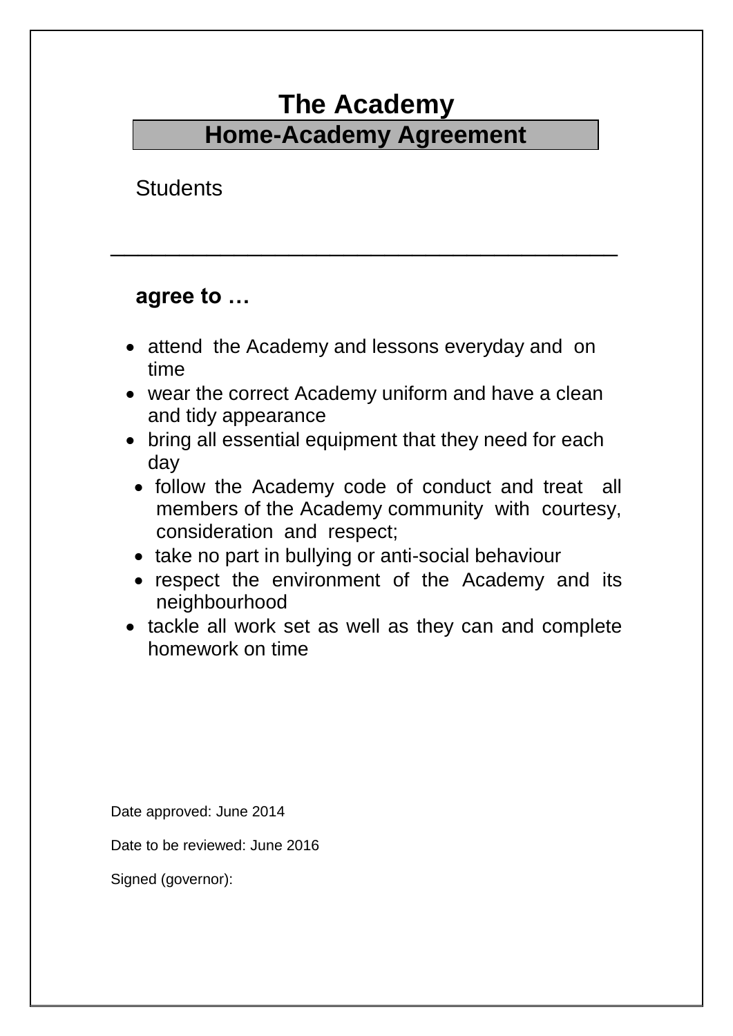# The Academy

## Home-Academy Agreement

Students

\_\_\_\_\_\_\_\_\_\_\_\_\_\_\_\_\_\_\_\_\_\_\_\_\_\_\_\_\_\_\_\_\_\_\_\_\_\_\_\_

**agree to …**

- attend the Academy and lessons everyday and on time
- wear the correct Academy uniform and have a clean and tidy appearance
- bring all essential equipment that they need for each day
- follow the Academy code of conduct and treat all members of the Academy community with courtesy, consideration and respect;
- take no part in bullying or anti-social behaviour
- respect the environment of the Academy and its neighbourhood
- tackle all work set as well as they can and complete homework on time

Date approved: June 2014

Date to be reviewed: June 2016

Signed (governor):